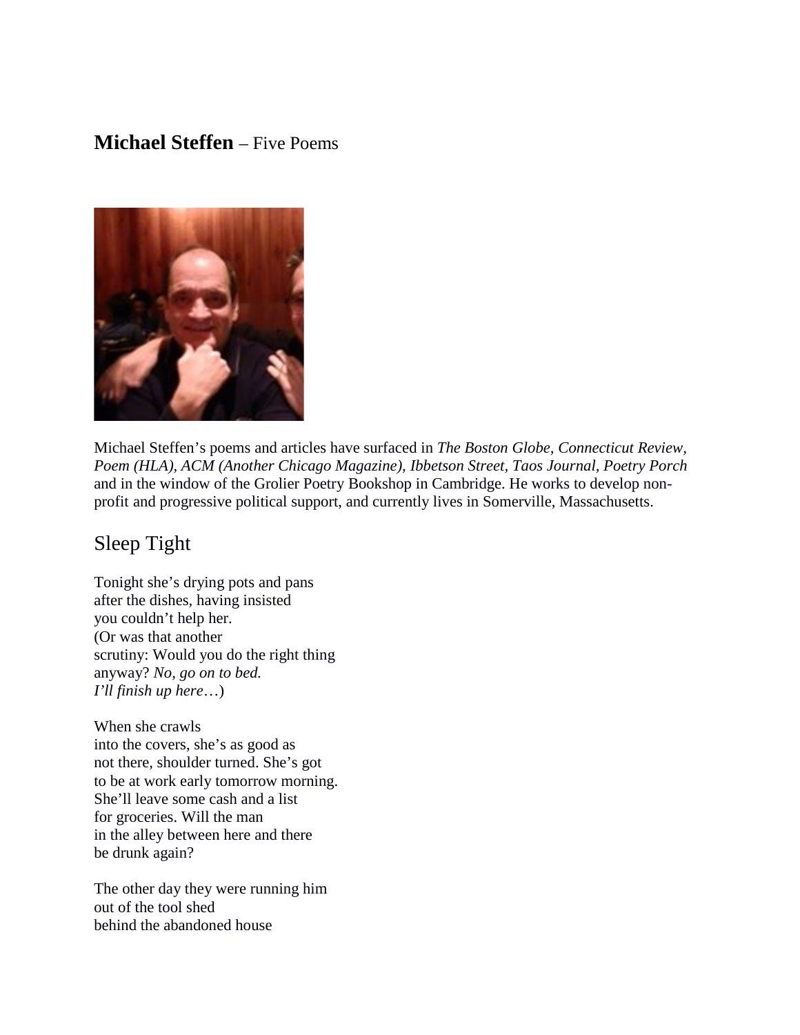## **Michael Steffen** – Five Poems

Michael Steffen's poems and articles have surfaced in *The Boston Globe*, *Connecticut Review*, *Poem (HLA)*, *ACM (Another Chicago Magazine)*, *Ibbetson Street*, *Taos Journal*, *Poetry Porch* and in the window of the Grolier Poetry Bookshop in Cambridge. He works to develop non-profit and progressive political support, and currently lives in Somerville, Massachusetts.

## Sleep Tight

Tonight she's drying pots and pans  
after the dishes, having insisted  
you couldn't help her.  
(Or was that another  
scrutiny: Would you do the right thing  
anyway? *No, go on to bed.*  
*I'll finish up here*…)

When she crawls  
into the covers, she's as good as  
not there, shoulder turned. She's got  
to be at work early tomorrow morning.  
She'll leave some cash and a list  
for groceries. Will the man  
in the alley between here and there  
be drunk again?

The other day they were running him  
out of the tool shed  
behind the abandoned house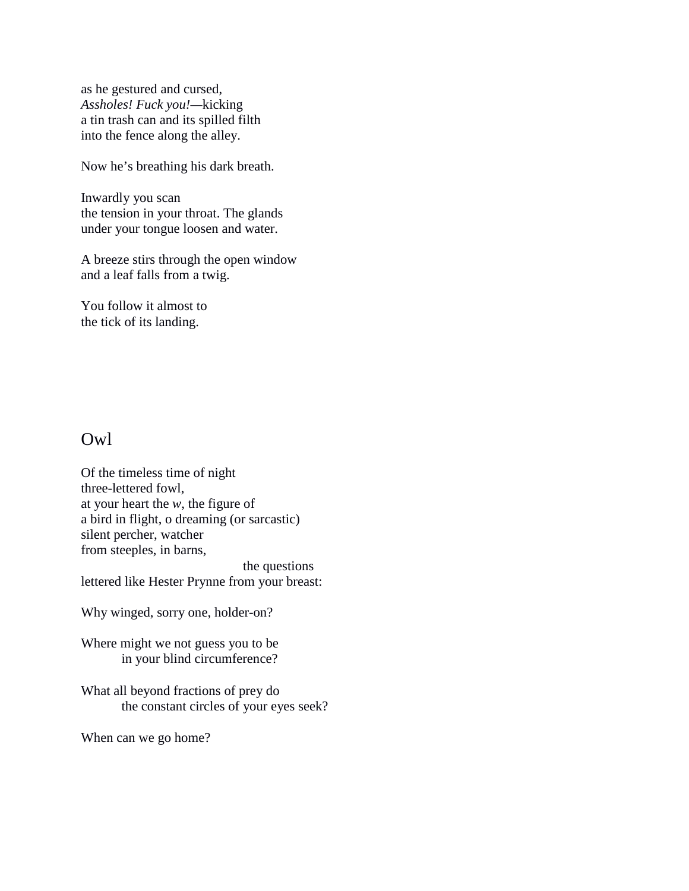as he gestured and cursed,  
*Assholes! Fuck you!*—kicking  
a tin trash can and its spilled filth  
into the fence along the alley.

Now he's breathing his dark breath.

Inwardly you scan  
the tension in your throat. The glands  
under your tongue loosen and water.

A breeze stirs through the open window  
and a leaf falls from a twig.

You follow it almost to  
the tick of its landing.

## Owl

Of the timeless time of night  
three-lettered fowl,  
at your heart the *w*, the figure of  
a bird in flight, o dreaming (or sarcastic)  
silent percher, watcher  
from steeples, in barns,  
&nbsp;&nbsp;&nbsp;&nbsp;&nbsp;&nbsp;&nbsp;&nbsp;&nbsp;&nbsp;&nbsp;&nbsp;&nbsp;&nbsp;&nbsp;&nbsp;&nbsp;&nbsp;&nbsp;&nbsp;&nbsp;&nbsp;&nbsp;&nbsp;&nbsp;&nbsp;&nbsp;&nbsp;&nbsp;&nbsp;&nbsp;&nbsp;&nbsp;&nbsp;&nbsp;&nbsp;the questions  
lettered like Hester Prynne from your breast:

Why winged, sorry one, holder-on?

Where might we not guess you to be  
&nbsp;&nbsp;&nbsp;&nbsp;&nbsp;&nbsp;&nbsp;&nbsp;&nbsp;in your blind circumference?

What all beyond fractions of prey do  
&nbsp;&nbsp;&nbsp;&nbsp;&nbsp;&nbsp;&nbsp;&nbsp;&nbsp;the constant circles of your eyes seek?

When can we go home?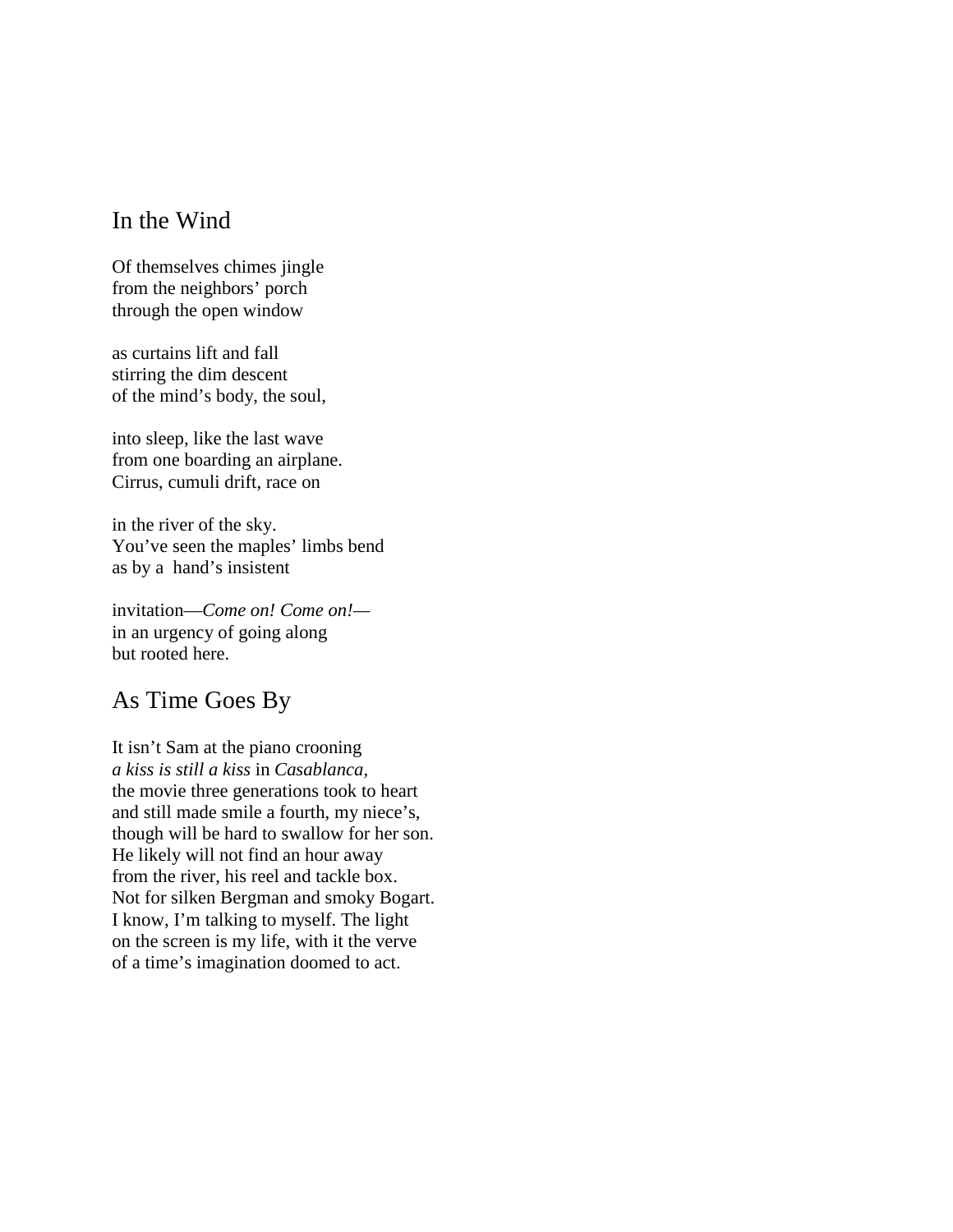## In the Wind

Of themselves chimes jingle  
from the neighbors' porch  
through the open window

as curtains lift and fall  
stirring the dim descent  
of the mind's body, the soul,

into sleep, like the last wave  
from one boarding an airplane.  
Cirrus, cumuli drift, race on

in the river of the sky.  
You've seen the maples' limbs bend  
as by a  hand's insistent

invitation—*Come on! Come on!*—  
in an urgency of going along  
but rooted here.

## As Time Goes By

It isn't Sam at the piano crooning  
*a kiss is still a kiss* in *Casablanca,*  
the movie three generations took to heart  
and still made smile a fourth, my niece's,  
though will be hard to swallow for her son.  
He likely will not find an hour away  
from the river, his reel and tackle box.  
Not for silken Bergman and smoky Bogart.  
I know, I'm talking to myself. The light  
on the screen is my life, with it the verve  
of a time's imagination doomed to act.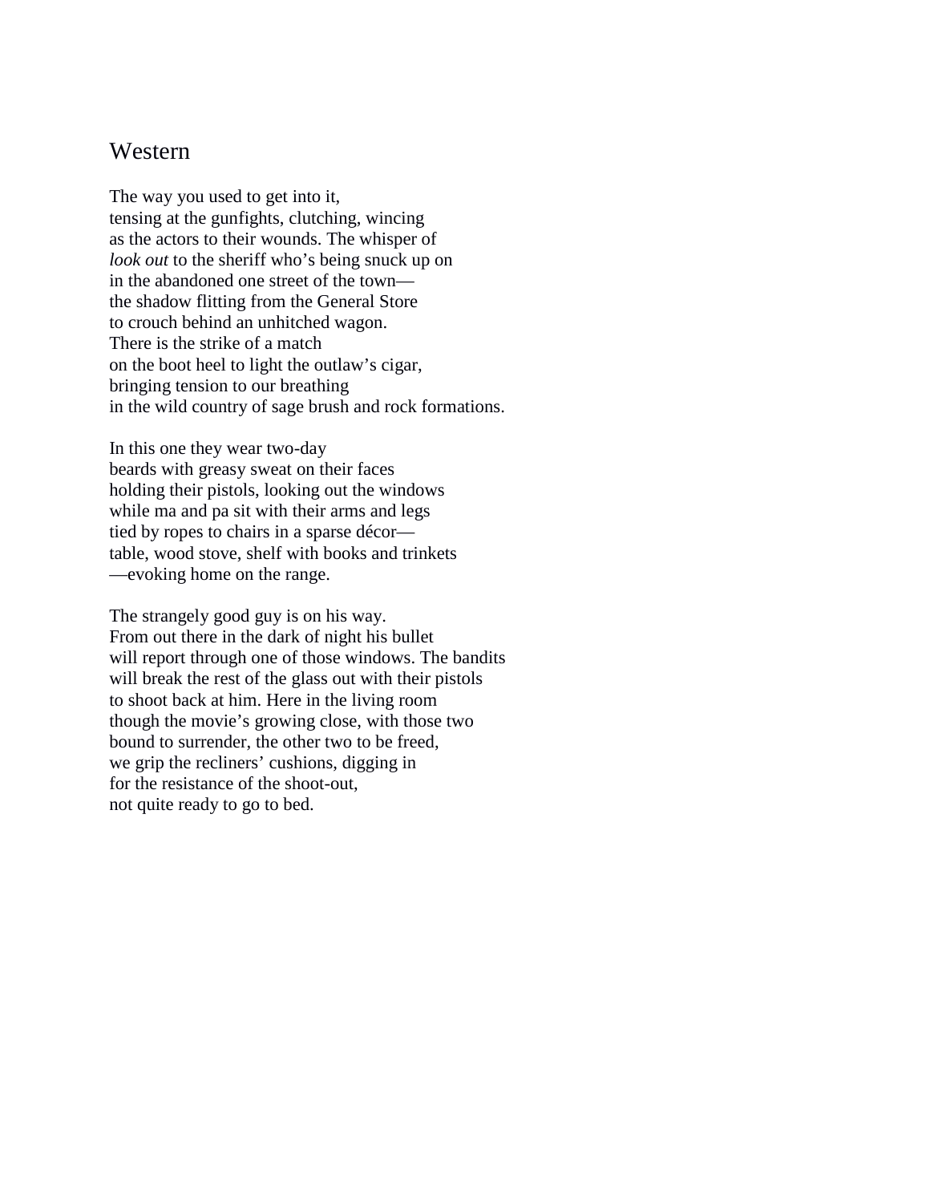# Western

The way you used to get into it,
tensing at the gunfights, clutching, wincing
as the actors to their wounds. The whisper of
*look out* to the sheriff who's being snuck up on
in the abandoned one street of the town—
the shadow flitting from the General Store
to crouch behind an unhitched wagon.
There is the strike of a match
on the boot heel to light the outlaw's cigar,
bringing tension to our breathing
in the wild country of sage brush and rock formations.

In this one they wear two-day
beards with greasy sweat on their faces
holding their pistols, looking out the windows
while ma and pa sit with their arms and legs
tied by ropes to chairs in a sparse décor—
table, wood stove, shelf with books and trinkets
—evoking home on the range.

The strangely good guy is on his way.
From out there in the dark of night his bullet
will report through one of those windows. The bandits
will break the rest of the glass out with their pistols
to shoot back at him. Here in the living room
though the movie's growing close, with those two
bound to surrender, the other two to be freed,
we grip the recliners' cushions, digging in
for the resistance of the shoot-out,
not quite ready to go to bed.